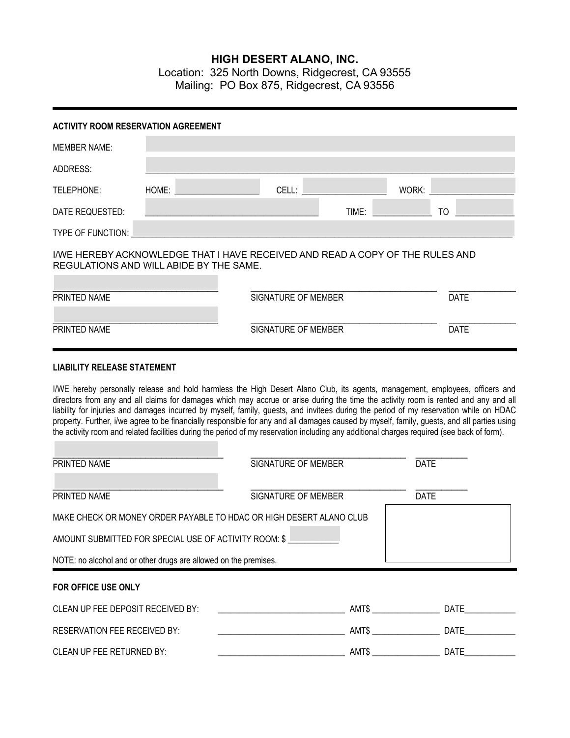**HIGH DESERT ALANO, INC.**

Location: 325 North Downs, Ridgecrest, CA 93555

Mailing: PO Box 875, Ridgecrest, CA 93556

---

**ACTIVITY ROOM RESERVATION AGREEMENT**

MEMBER NAME: ______________________________

ADDRESS: ______________________________

TELEPHONE: HOME: ______________ CELL: ______________ WORK: ______________

DATE REQUESTED: ______________________ TIME: __________ TO __________

TYPE OF FUNCTION: ______________________________

I/WE HEREBY ACKNOWLEDGE THAT I HAVE RECEIVED AND READ A COPY OF THE RULES AND REGULATIONS AND WILL ABIDE BY THE SAME.

| ______________________ | ______________________ | __________ |
|---|---|---|
| PRINTED NAME | SIGNATURE OF MEMBER | DATE |
| ______________________ | ______________________ | __________ |
| PRINTED NAME | SIGNATURE OF MEMBER | DATE |

---

**LIABILITY RELEASE STATEMENT**

I/WE hereby personally release and hold harmless the High Desert Alano Club, its agents, management, employees, officers and directors from any and all claims for damages which may accrue or arise during the time the activity room is rented and any and all liability for injuries and damages incurred by myself, family, guests, and invitees during the period of my reservation while on HDAC property. Further, i/we agree to be financially responsible for any and all damages caused by myself, family, guests, and all parties using the activity room and related facilities during the period of my reservation including any additional charges required (see back of form).

| ______________________ | ______________________ | __________ |
|---|---|---|
| PRINTED NAME | SIGNATURE OF MEMBER | DATE |
| ______________________ | ______________________ | __________ |
| PRINTED NAME | SIGNATURE OF MEMBER | DATE |

MAKE CHECK OR MONEY ORDER PAYABLE TO HDAC OR HIGH DESERT ALANO CLUB

AMOUNT SUBMITTED FOR SPECIAL USE OF ACTIVITY ROOM: $ __________

NOTE: no alcohol and or other drugs are allowed on the premises.

---

**FOR OFFICE USE ONLY**

| | | | |
|---|---|---|---|
| CLEAN UP FEE DEPOSIT RECEIVED BY: | ______________________ | AMT$ __________ | DATE__________ |
| RESERVATION FEE RECEIVED BY: | ______________________ | AMT$ __________ | DATE__________ |
| CLEAN UP FEE RETURNED BY: | ______________________ | AMT$ __________ | DATE__________ |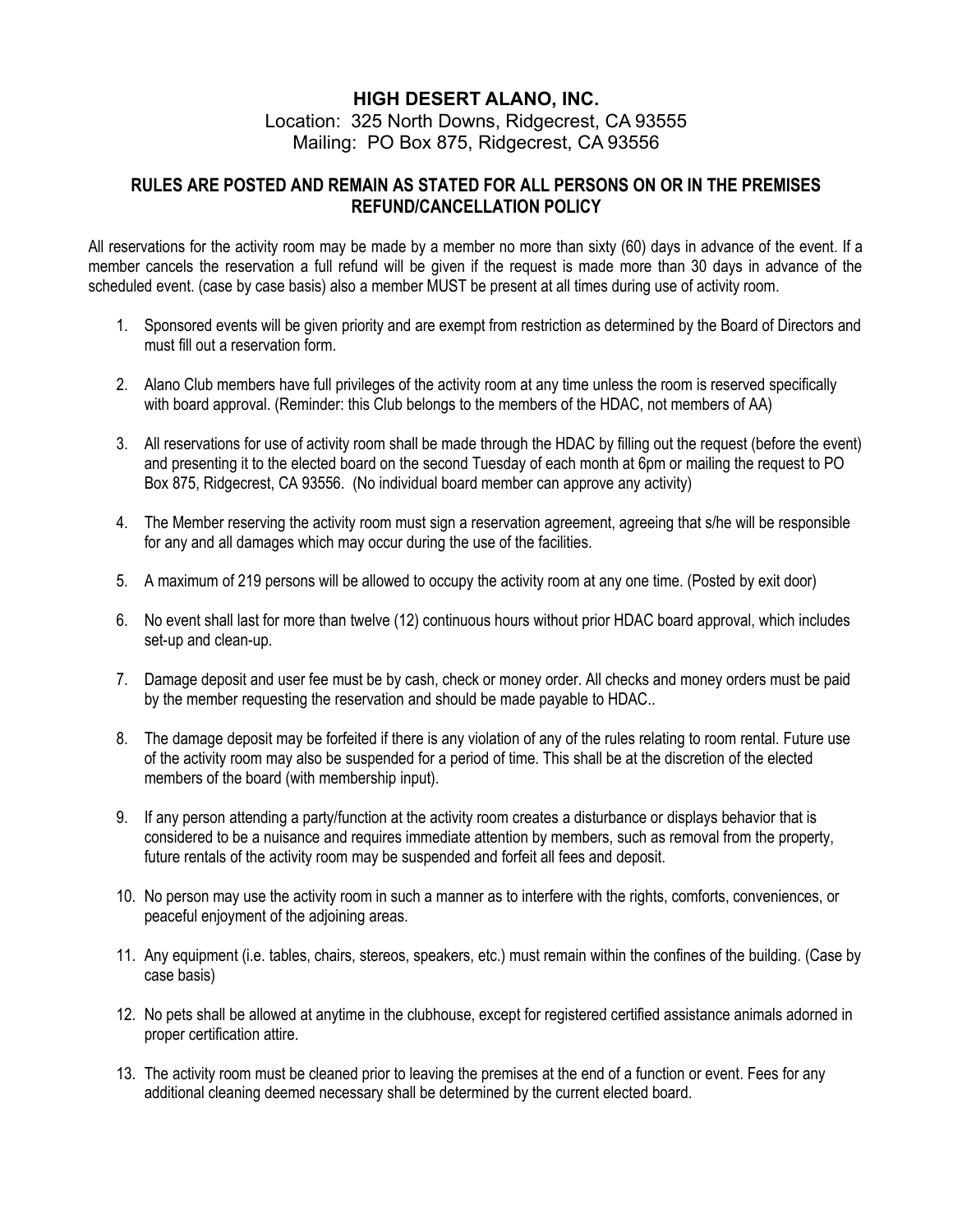# HIGH DESERT ALANO, INC.

Location: 325 North Downs, Ridgecrest, CA 93555
Mailing: PO Box 875, Ridgecrest, CA 93556

## RULES ARE POSTED AND REMAIN AS STATED FOR ALL PERSONS ON OR IN THE PREMISES
## REFUND/CANCELLATION POLICY

All reservations for the activity room may be made by a member no more than sixty (60) days in advance of the event. If a member cancels the reservation a full refund will be given if the request is made more than 30 days in advance of the scheduled event. (case by case basis) also a member MUST be present at all times during use of activity room.

1. Sponsored events will be given priority and are exempt from restriction as determined by the Board of Directors and must fill out a reservation form.

2. Alano Club members have full privileges of the activity room at any time unless the room is reserved specifically with board approval. (Reminder: this Club belongs to the members of the HDAC, not members of AA)

3. All reservations for use of activity room shall be made through the HDAC by filling out the request (before the event) and presenting it to the elected board on the second Tuesday of each month at 6pm or mailing the request to PO Box 875, Ridgecrest, CA 93556. (No individual board member can approve any activity)

4. The Member reserving the activity room must sign a reservation agreement, agreeing that s/he will be responsible for any and all damages which may occur during the use of the facilities.

5. A maximum of 219 persons will be allowed to occupy the activity room at any one time. (Posted by exit door)

6. No event shall last for more than twelve (12) continuous hours without prior HDAC board approval, which includes set-up and clean-up.

7. Damage deposit and user fee must be by cash, check or money order. All checks and money orders must be paid by the member requesting the reservation and should be made payable to HDAC..

8. The damage deposit may be forfeited if there is any violation of any of the rules relating to room rental. Future use of the activity room may also be suspended for a period of time. This shall be at the discretion of the elected members of the board (with membership input).

9. If any person attending a party/function at the activity room creates a disturbance or displays behavior that is considered to be a nuisance and requires immediate attention by members, such as removal from the property, future rentals of the activity room may be suspended and forfeit all fees and deposit.

10. No person may use the activity room in such a manner as to interfere with the rights, comforts, conveniences, or peaceful enjoyment of the adjoining areas.

11. Any equipment (i.e. tables, chairs, stereos, speakers, etc.) must remain within the confines of the building. (Case by case basis)

12. No pets shall be allowed at anytime in the clubhouse, except for registered certified assistance animals adorned in proper certification attire.

13. The activity room must be cleaned prior to leaving the premises at the end of a function or event. Fees for any additional cleaning deemed necessary shall be determined by the current elected board.